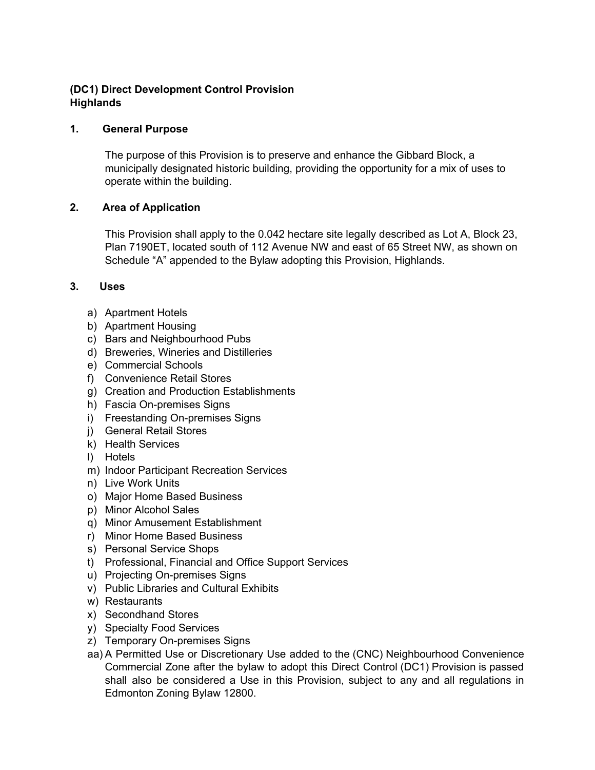**(DC1) Direct Development Control Provision**
**Highlands**

## 1. General Purpose

The purpose of this Provision is to preserve and enhance the Gibbard Block, a municipally designated historic building, providing the opportunity for a mix of uses to operate within the building.

## 2. Area of Application

This Provision shall apply to the 0.042 hectare site legally described as Lot A, Block 23, Plan 7190ET, located south of 112 Avenue NW and east of 65 Street NW, as shown on Schedule "A" appended to the Bylaw adopting this Provision, Highlands.

## 3. Uses

a) Apartment Hotels
b) Apartment Housing
c) Bars and Neighbourhood Pubs
d) Breweries, Wineries and Distilleries
e) Commercial Schools
f) Convenience Retail Stores
g) Creation and Production Establishments
h) Fascia On-premises Signs
i) Freestanding On-premises Signs
j) General Retail Stores
k) Health Services
l) Hotels
m) Indoor Participant Recreation Services
n) Live Work Units
o) Major Home Based Business
p) Minor Alcohol Sales
q) Minor Amusement Establishment
r) Minor Home Based Business
s) Personal Service Shops
t) Professional, Financial and Office Support Services
u) Projecting On-premises Signs
v) Public Libraries and Cultural Exhibits
w) Restaurants
x) Secondhand Stores
y) Specialty Food Services
z) Temporary On-premises Signs
aa) A Permitted Use or Discretionary Use added to the (CNC) Neighbourhood Convenience Commercial Zone after the bylaw to adopt this Direct Control (DC1) Provision is passed shall also be considered a Use in this Provision, subject to any and all regulations in Edmonton Zoning Bylaw 12800.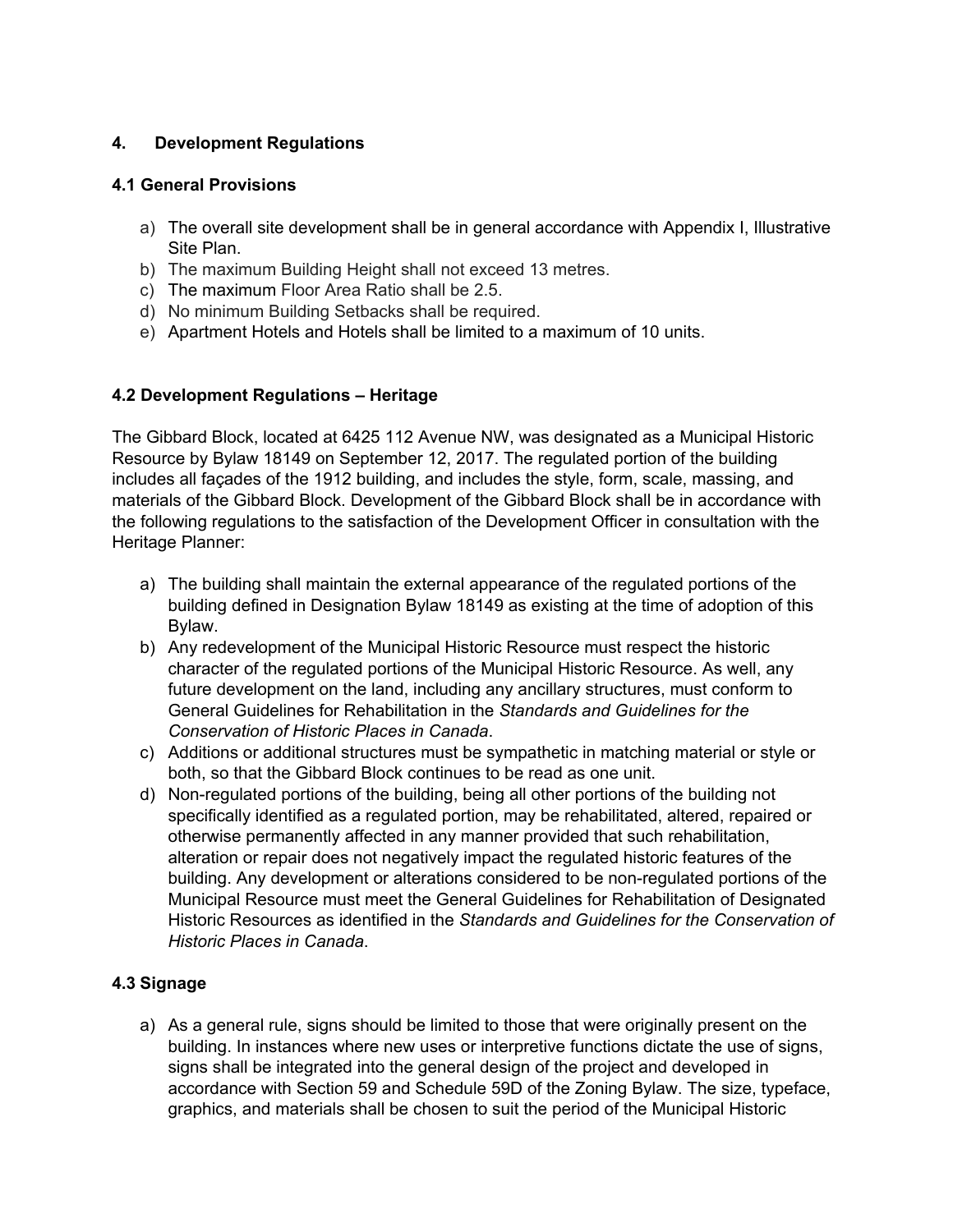## 4. Development Regulations

### 4.1 General Provisions

a) The overall site development shall be in general accordance with Appendix I, Illustrative Site Plan.
b) The maximum Building Height shall not exceed 13 metres.
c) The maximum Floor Area Ratio shall be 2.5.
d) No minimum Building Setbacks shall be required.
e) Apartment Hotels and Hotels shall be limited to a maximum of 10 units.

### 4.2 Development Regulations – Heritage

The Gibbard Block, located at 6425 112 Avenue NW, was designated as a Municipal Historic Resource by Bylaw 18149 on September 12, 2017. The regulated portion of the building includes all façades of the 1912 building, and includes the style, form, scale, massing, and materials of the Gibbard Block. Development of the Gibbard Block shall be in accordance with the following regulations to the satisfaction of the Development Officer in consultation with the Heritage Planner:

a) The building shall maintain the external appearance of the regulated portions of the building defined in Designation Bylaw 18149 as existing at the time of adoption of this Bylaw.
b) Any redevelopment of the Municipal Historic Resource must respect the historic character of the regulated portions of the Municipal Historic Resource. As well, any future development on the land, including any ancillary structures, must conform to General Guidelines for Rehabilitation in the *Standards and Guidelines for the Conservation of Historic Places in Canada*.
c) Additions or additional structures must be sympathetic in matching material or style or both, so that the Gibbard Block continues to be read as one unit.
d) Non-regulated portions of the building, being all other portions of the building not specifically identified as a regulated portion, may be rehabilitated, altered, repaired or otherwise permanently affected in any manner provided that such rehabilitation, alteration or repair does not negatively impact the regulated historic features of the building. Any development or alterations considered to be non-regulated portions of the Municipal Resource must meet the General Guidelines for Rehabilitation of Designated Historic Resources as identified in the *Standards and Guidelines for the Conservation of Historic Places in Canada*.

### 4.3 Signage

a) As a general rule, signs should be limited to those that were originally present on the building. In instances where new uses or interpretive functions dictate the use of signs, signs shall be integrated into the general design of the project and developed in accordance with Section 59 and Schedule 59D of the Zoning Bylaw. The size, typeface, graphics, and materials shall be chosen to suit the period of the Municipal Historic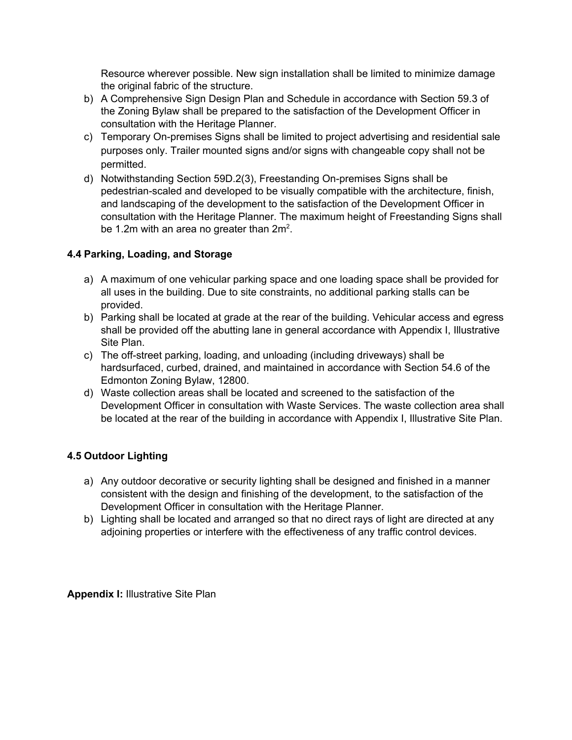Resource wherever possible. New sign installation shall be limited to minimize damage the original fabric of the structure.

b) A Comprehensive Sign Design Plan and Schedule in accordance with Section 59.3 of the Zoning Bylaw shall be prepared to the satisfaction of the Development Officer in consultation with the Heritage Planner.

c) Temporary On-premises Signs shall be limited to project advertising and residential sale purposes only. Trailer mounted signs and/or signs with changeable copy shall not be permitted.

d) Notwithstanding Section 59D.2(3), Freestanding On-premises Signs shall be pedestrian-scaled and developed to be visually compatible with the architecture, finish, and landscaping of the development to the satisfaction of the Development Officer in consultation with the Heritage Planner. The maximum height of Freestanding Signs shall be 1.2m with an area no greater than $2m^2$.

### 4.4 Parking, Loading, and Storage

a) A maximum of one vehicular parking space and one loading space shall be provided for all uses in the building. Due to site constraints, no additional parking stalls can be provided.

b) Parking shall be located at grade at the rear of the building. Vehicular access and egress shall be provided off the abutting lane in general accordance with Appendix I, Illustrative Site Plan.

c) The off-street parking, loading, and unloading (including driveways) shall be hardsurfaced, curbed, drained, and maintained in accordance with Section 54.6 of the Edmonton Zoning Bylaw, 12800.

d) Waste collection areas shall be located and screened to the satisfaction of the Development Officer in consultation with Waste Services. The waste collection area shall be located at the rear of the building in accordance with Appendix I, Illustrative Site Plan.

### 4.5 Outdoor Lighting

a) Any outdoor decorative or security lighting shall be designed and finished in a manner consistent with the design and finishing of the development, to the satisfaction of the Development Officer in consultation with the Heritage Planner.

b) Lighting shall be located and arranged so that no direct rays of light are directed at any adjoining properties or interfere with the effectiveness of any traffic control devices.

**Appendix I:** Illustrative Site Plan